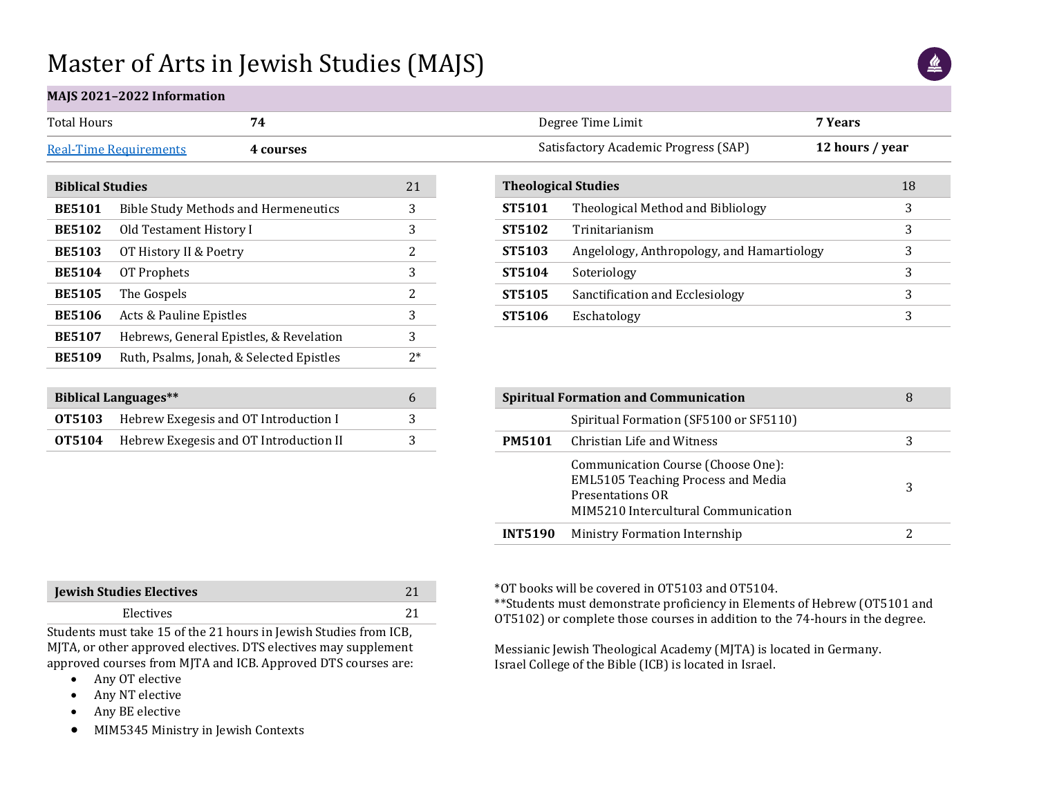# Master of Arts in Jewish Studies (MAJS)

| MAJS 2021–2022 Information | | | |
|---|---|---|---|
| Total Hours | **74** | Degree Time Limit | **7 Years** |
| Real-Time Requirements | **4 courses** | Satisfactory Academic Progress (SAP) | **12 hours / year** |

| **Biblical Studies** | | 21 |
|---|---|---|
| **BE5101** | Bible Study Methods and Hermeneutics | 3 |
| **BE5102** | Old Testament History I | 3 |
| **BE5103** | OT History II & Poetry | 2 |
| **BE5104** | OT Prophets | 3 |
| **BE5105** | The Gospels | 2 |
| **BE5106** | Acts & Pauline Epistles | 3 |
| **BE5107** | Hebrews, General Epistles, & Revelation | 3 |
| **BE5109** | Ruth, Psalms, Jonah, & Selected Epistles | 2* |

| **Theological Studies** | | 18 |
|---|---|---|
| **ST5101** | Theological Method and Bibliology | 3 |
| **ST5102** | Trinitarianism | 3 |
| **ST5103** | Angelology, Anthropology, and Hamartiology | 3 |
| **ST5104** | Soteriology | 3 |
| **ST5105** | Sanctification and Ecclesiology | 3 |
| **ST5106** | Eschatology | 3 |

| **Biblical Languages**** | | 6 |
|---|---|---|
| **OT5103** | Hebrew Exegesis and OT Introduction I | 3 |
| **OT5104** | Hebrew Exegesis and OT Introduction II | 3 |

| **Spiritual Formation and Communication** | | 8 |
|---|---|---|
| | Spiritual Formation (SF5100 or SF5110) | |
| **PM5101** | Christian Life and Witness | 3 |
| | Communication Course (Choose One): EML5105 Teaching Process and Media Presentations OR MIM5210 Intercultural Communication | 3 |
| **INT5190** | Ministry Formation Internship | 2 |

| **Jewish Studies Electives** | 21 |
|---|---|
| Electives | 21 |

Students must take 15 of the 21 hours in Jewish Studies from ICB, MJTA, or other approved electives. DTS electives may supplement approved courses from MJTA and ICB. Approved DTS courses are:

- Any OT elective
- Any NT elective
- Any BE elective
- MIM5345 Ministry in Jewish Contexts

*OT books will be covered in OT5103 and OT5104.
**Students must demonstrate proficiency in Elements of Hebrew (OT5101 and OT5102) or complete those courses in addition to the 74-hours in the degree.

Messianic Jewish Theological Academy (MJTA) is located in Germany.
Israel College of the Bible (ICB) is located in Israel.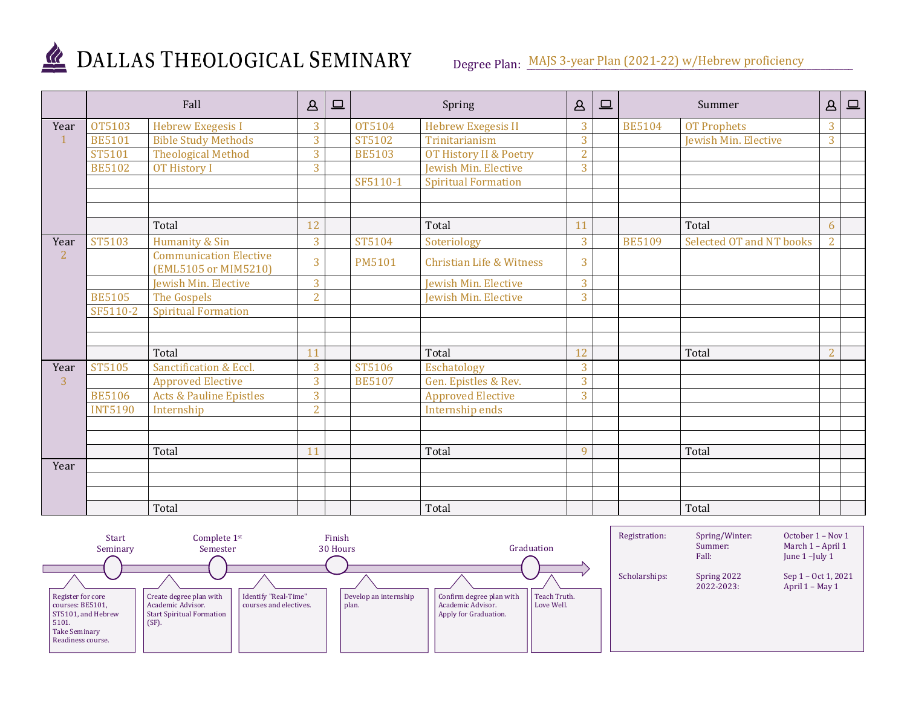# DALLAS THEOLOGICAL SEMINARY

Degree Plan: MAJS 3-year Plan (2021-22) w/Hebrew proficiency

| | Fall | | 👤 | 💻 | Spring | | 👤 | 💻 | Summer | | 👤 | 💻 |
|---|---|---|---|---|---|---|---|---|---|---|---|---|
| Year 1 | OT5103 | Hebrew Exegesis I | 3 | | OT5104 | Hebrew Exegesis II | 3 | | BE5104 | OT Prophets | 3 | |
| | BE5101 | Bible Study Methods | 3 | | ST5102 | Trinitarianism | 3 | | | Jewish Min. Elective | 3 | |
| | ST5101 | Theological Method | 3 | | BE5103 | OT History II & Poetry | 2 | | | | | |
| | BE5102 | OT History I | 3 | | | Jewish Min. Elective | 3 | | | | | |
| | | | | | SF5110-1 | Spiritual Formation | | | | | | |
| | | | | | | | | | | | | |
| | | | | | | | | | | | | |
| | | Total | 12 | | | Total | 11 | | | Total | 6 | |
| Year 2 | ST5103 | Humanity & Sin | 3 | | ST5104 | Soteriology | 3 | | BE5109 | Selected OT and NT books | 2 | |
| | | Communication Elective (EML5105 or MIM5210) | 3 | | PM5101 | Christian Life & Witness | 3 | | | | | |
| | | Jewish Min. Elective | 3 | | | Jewish Min. Elective | 3 | | | | | |
| | BE5105 | The Gospels | 2 | | | Jewish Min. Elective | 3 | | | | | |
| | SF5110-2 | Spiritual Formation | | | | | | | | | | |
| | | | | | | | | | | | | |
| | | | | | | | | | | | | |
| | | Total | 11 | | | Total | 12 | | | Total | 2 | |
| Year 3 | ST5105 | Sanctification & Eccl. | 3 | | ST5106 | Eschatology | 3 | | | | | |
| | | Approved Elective | 3 | | BE5107 | Gen. Epistles & Rev. | 3 | | | | | |
| | BE5106 | Acts & Pauline Epistles | 3 | | | Approved Elective | 3 | | | | | |
| | INT5190 | Internship | 2 | | | Internship ends | | | | | | |
| | | | | | | | | | | | | |
| | | | | | | | | | | | | |
| | | Total | 11 | | | Total | 9 | | | Total | | |
| Year | | | | | | | | | | | | |
| | | | | | | | | | | | | |
| | | | | | | | | | | | | |
| | | Total | | | | Total | | | | Total | | |

**Timeline:**

- **Start Seminary** — Register for core courses: BE5101, ST5101, and Hebrew 5101. Take Seminary Readiness course.
- **Complete 1st Semester** — Create degree plan with Academic Advisor. Start Spiritual Formation (SF).
- Identify "Real-Time" courses and electives.
- **Finish 30 Hours** — Develop an internship plan.
- Confirm degree plan with Academic Advisor. Apply for Graduation.
- **Graduation** — Teach Truth. Love Well.

| | | |
|---|---|---|
| Registration: | Spring/Winter: | October 1 – Nov 1 |
| | Summer: | March 1 – April 1 |
| | Fall: | June 1 –July 1 |
| Scholarships: | Spring 2022 | Sep 1 – Oct 1, 2021 |
| | 2022-2023: | April 1 – May 1 |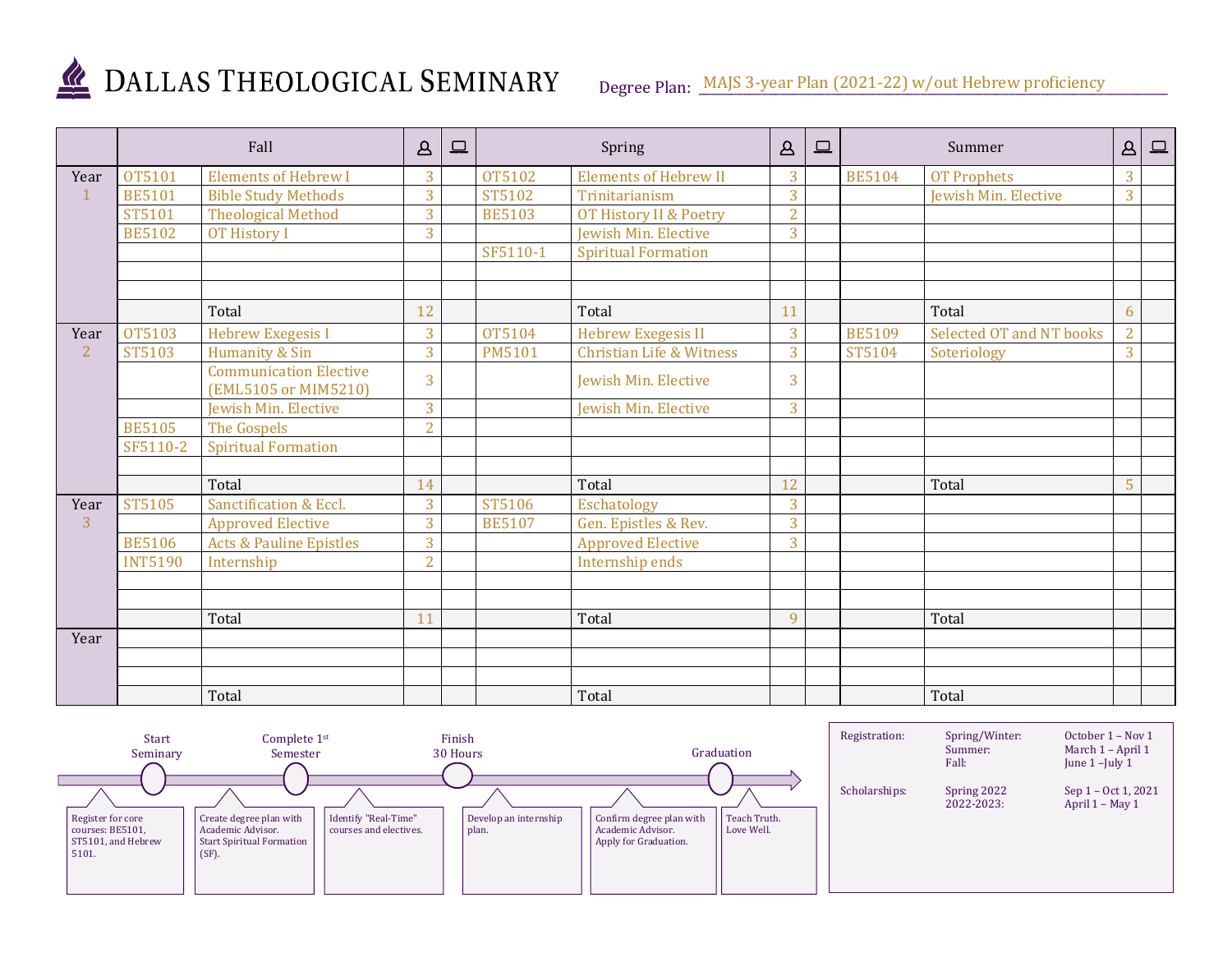# DALLAS THEOLOGICAL SEMINARY

Degree Plan: MAJS 3-year Plan (2021-22) w/out Hebrew proficiency

| | Fall | | 👤 | 💻 | Spring | | 👤 | 💻 | Summer | | 👤 | 💻 |
|---|---|---|---|---|---|---|---|---|---|---|---|---|
| Year 1 | OT5101 | Elements of Hebrew I | 3 | | OT5102 | Elements of Hebrew II | 3 | | BE5104 | OT Prophets | 3 | |
| | BE5101 | Bible Study Methods | 3 | | ST5102 | Trinitarianism | 3 | | | Jewish Min. Elective | 3 | |
| | ST5101 | Theological Method | 3 | | BE5103 | OT History II & Poetry | 2 | | | | | |
| | BE5102 | OT History I | 3 | | | Jewish Min. Elective | 3 | | | | | |
| | | | | | SF5110-1 | Spiritual Formation | | | | | | |
| | | Total | 12 | | | Total | 11 | | | Total | 6 | |
| Year 2 | OT5103 | Hebrew Exegesis I | 3 | | OT5104 | Hebrew Exegesis II | 3 | | BE5109 | Selected OT and NT books | 2 | |
| | ST5103 | Humanity & Sin | 3 | | PM5101 | Christian Life & Witness | 3 | | ST5104 | Soteriology | 3 | |
| | | Communication Elective (EML5105 or MIM5210) | 3 | | | Jewish Min. Elective | 3 | | | | | |
| | | Jewish Min. Elective | 3 | | | Jewish Min. Elective | 3 | | | | | |
| | BE5105 | The Gospels | 2 | | | | | | | | | |
| | SF5110-2 | Spiritual Formation | | | | | | | | | | |
| | | Total | 14 | | | Total | 12 | | | Total | 5 | |
| Year 3 | ST5105 | Sanctification & Eccl. | 3 | | ST5106 | Eschatology | 3 | | | | | |
| | | Approved Elective | 3 | | BE5107 | Gen. Epistles & Rev. | 3 | | | | | |
| | BE5106 | Acts & Pauline Epistles | 3 | | | Approved Elective | 3 | | | | | |
| | INT5190 | Internship | 2 | | | Internship ends | | | | | | |
| | | Total | 11 | | | Total | 9 | | | Total | | |
| Year | | | | | | | | | | | | |
| | | Total | | | | Total | | | | Total | | |

Start Seminary — Register for core courses: BE5101, ST5101, and Hebrew 5101.

Complete 1st Semester — Create degree plan with Academic Advisor. Start Spiritual Formation (SF).

Identify "Real-Time" courses and electives.

Finish 30 Hours — Develop an internship plan.

Confirm degree plan with Academic Advisor. Apply for Graduation.

Graduation — Teach Truth. Love Well.

| | | |
|---|---|---|
| Registration: | Spring/Winter: | October 1 – Nov 1 |
| | Summer: | March 1 – April 1 |
| | Fall: | June 1 –July 1 |
| Scholarships: | Spring 2022 | Sep 1 – Oct 1, 2021 |
| | 2022-2023: | April 1 – May 1 |